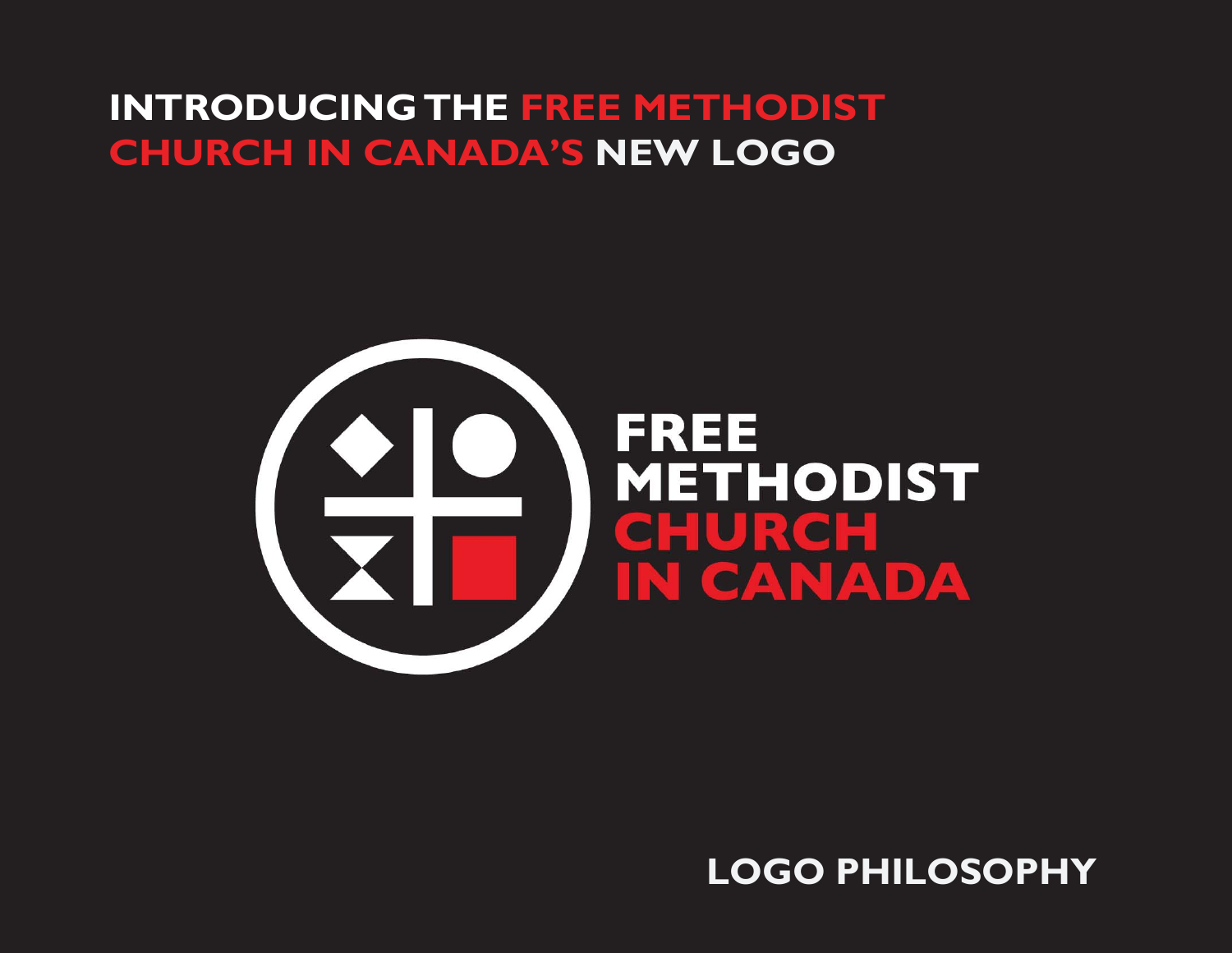# INTRODUCING THE FREE METHODIST CHURCH IN CANADA'S NEW LOGO

FREE METHODIST CHURCH IN CANADA

## LOGO PHILOSOPHY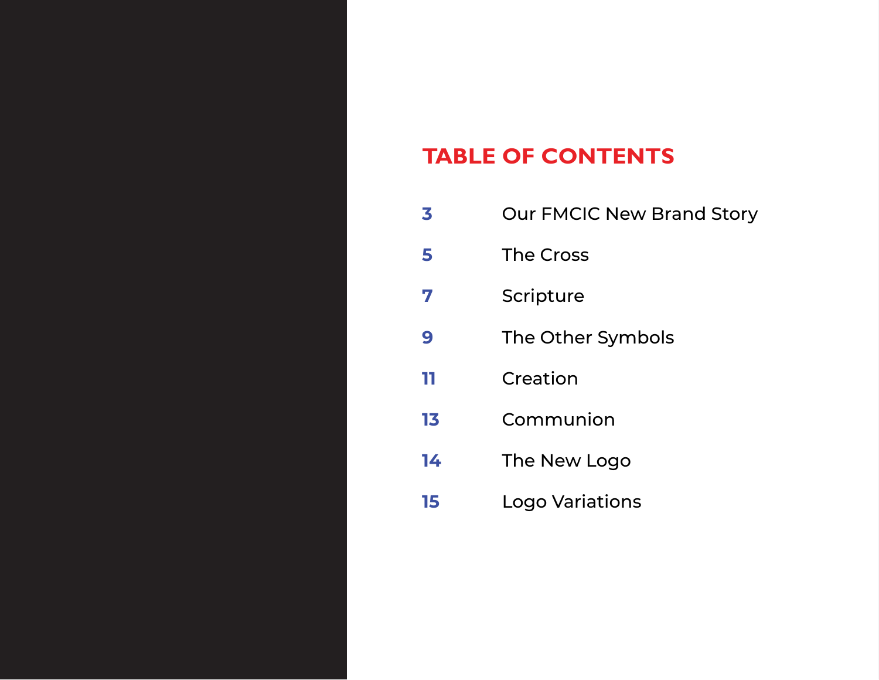## TABLE OF CONTENTS

| | |
|---|---|
| 3 | Our FMCIC New Brand Story |
| 5 | The Cross |
| 7 | Scripture |
| 9 | The Other Symbols |
| 11 | Creation |
| 13 | Communion |
| 14 | The New Logo |
| 15 | Logo Variations |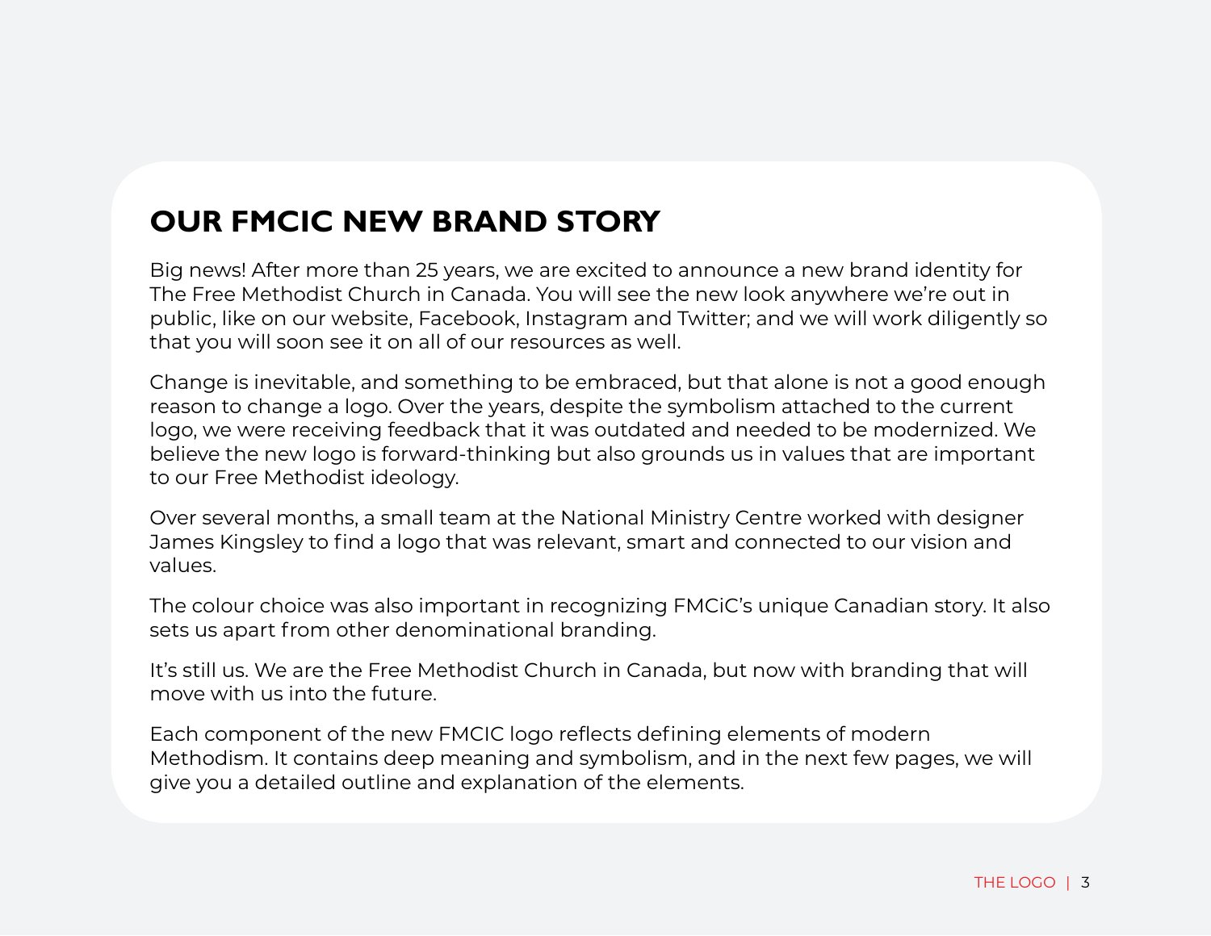## OUR FMCIC NEW BRAND STORY

Big news! After more than 25 years, we are excited to announce a new brand identity for The Free Methodist Church in Canada. You will see the new look anywhere we're out in public, like on our website, Facebook, Instagram and Twitter; and we will work diligently so that you will soon see it on all of our resources as well.

Change is inevitable, and something to be embraced, but that alone is not a good enough reason to change a logo. Over the years, despite the symbolism attached to the current logo, we were receiving feedback that it was outdated and needed to be modernized. We believe the new logo is forward-thinking but also grounds us in values that are important to our Free Methodist ideology.

Over several months, a small team at the National Ministry Centre worked with designer James Kingsley to find a logo that was relevant, smart and connected to our vision and values.

The colour choice was also important in recognizing FMCiC's unique Canadian story. It also sets us apart from other denominational branding.

It's still us. We are the Free Methodist Church in Canada, but now with branding that will move with us into the future.

Each component of the new FMCIC logo reflects defining elements of modern Methodism. It contains deep meaning and symbolism, and in the next few pages, we will give you a detailed outline and explanation of the elements.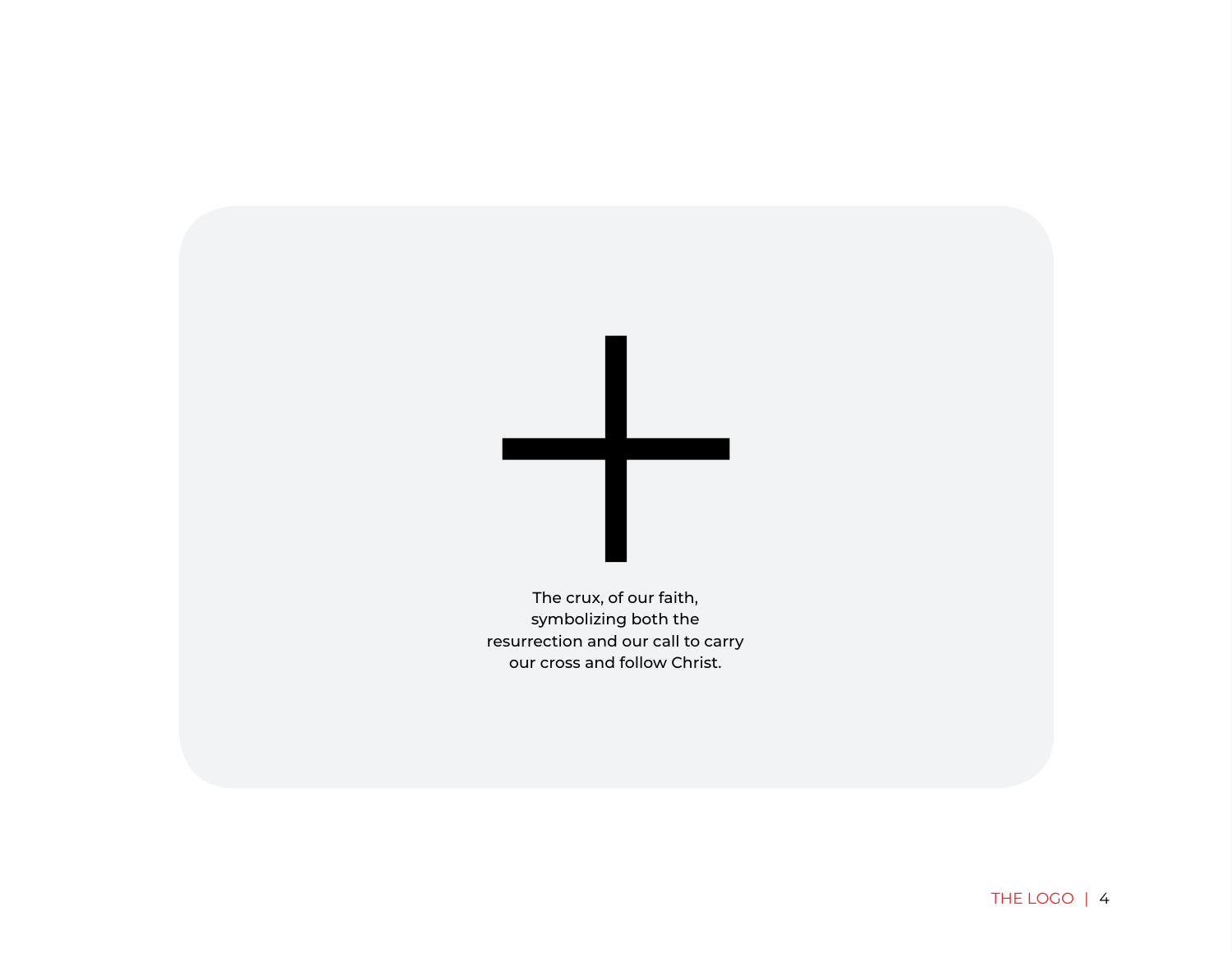The crux, of our faith, symbolizing both the resurrection and our call to carry our cross and follow Christ.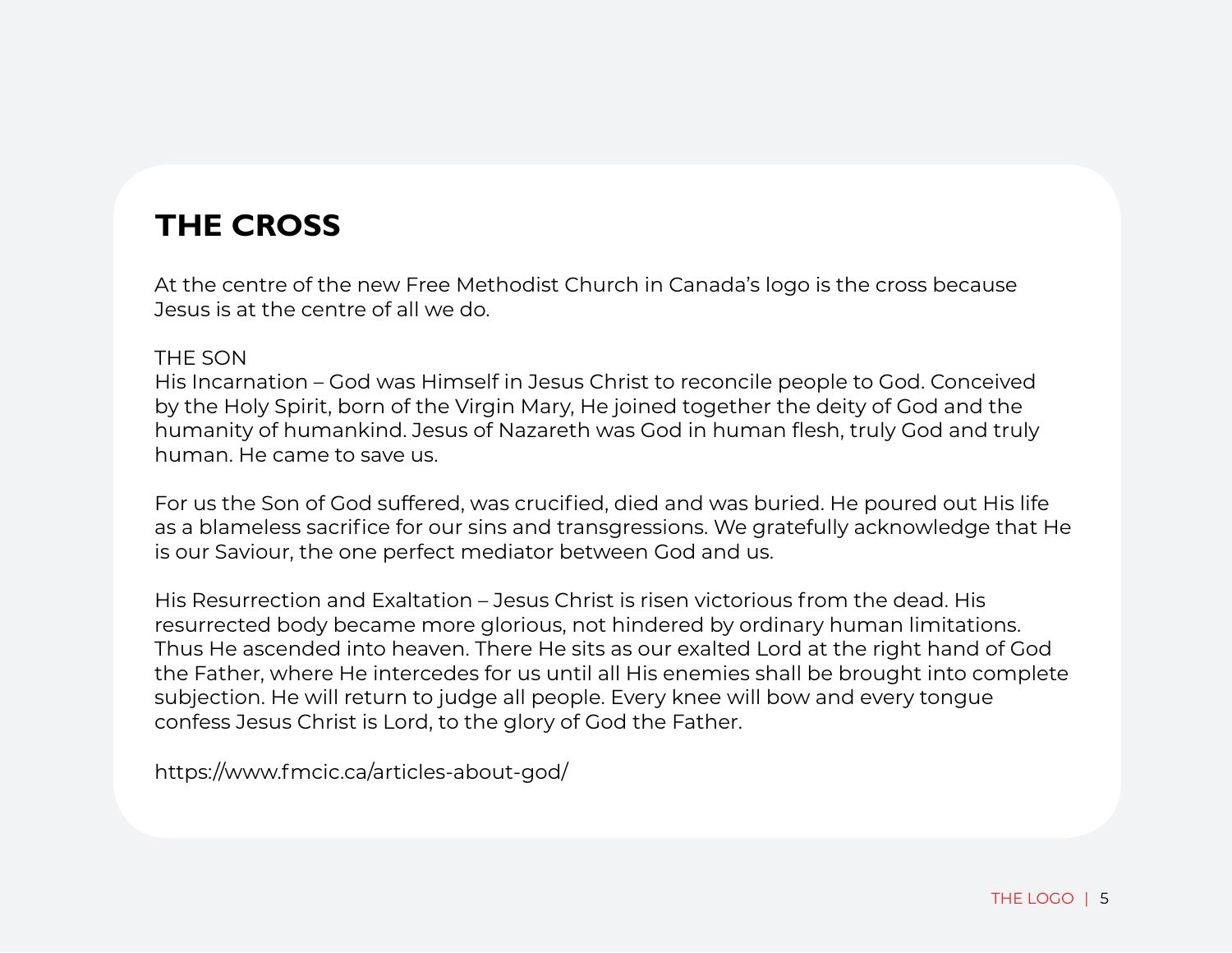## THE CROSS

At the centre of the new Free Methodist Church in Canada's logo is the cross because Jesus is at the centre of all we do.

THE SON
His Incarnation – God was Himself in Jesus Christ to reconcile people to God. Conceived by the Holy Spirit, born of the Virgin Mary, He joined together the deity of God and the humanity of humankind. Jesus of Nazareth was God in human flesh, truly God and truly human. He came to save us.

For us the Son of God suffered, was crucified, died and was buried. He poured out His life as a blameless sacrifice for our sins and transgressions. We gratefully acknowledge that He is our Saviour, the one perfect mediator between God and us.

His Resurrection and Exaltation – Jesus Christ is risen victorious from the dead. His resurrected body became more glorious, not hindered by ordinary human limitations. Thus He ascended into heaven. There He sits as our exalted Lord at the right hand of God the Father, where He intercedes for us until all His enemies shall be brought into complete subjection. He will return to judge all people. Every knee will bow and every tongue confess Jesus Christ is Lord, to the glory of God the Father.

https://www.fmcic.ca/articles-about-god/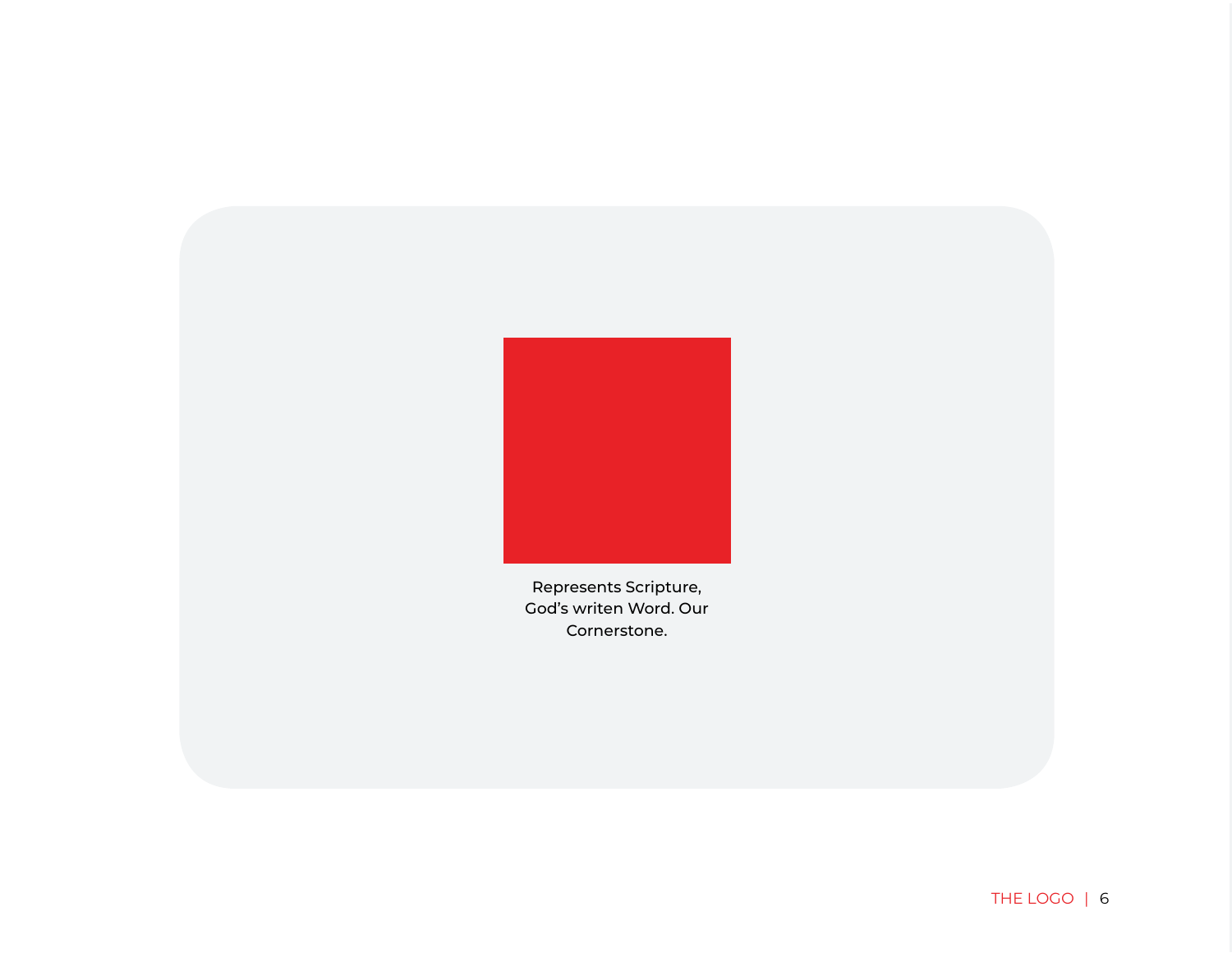Represents Scripture, God’s writen Word. Our Cornerstone.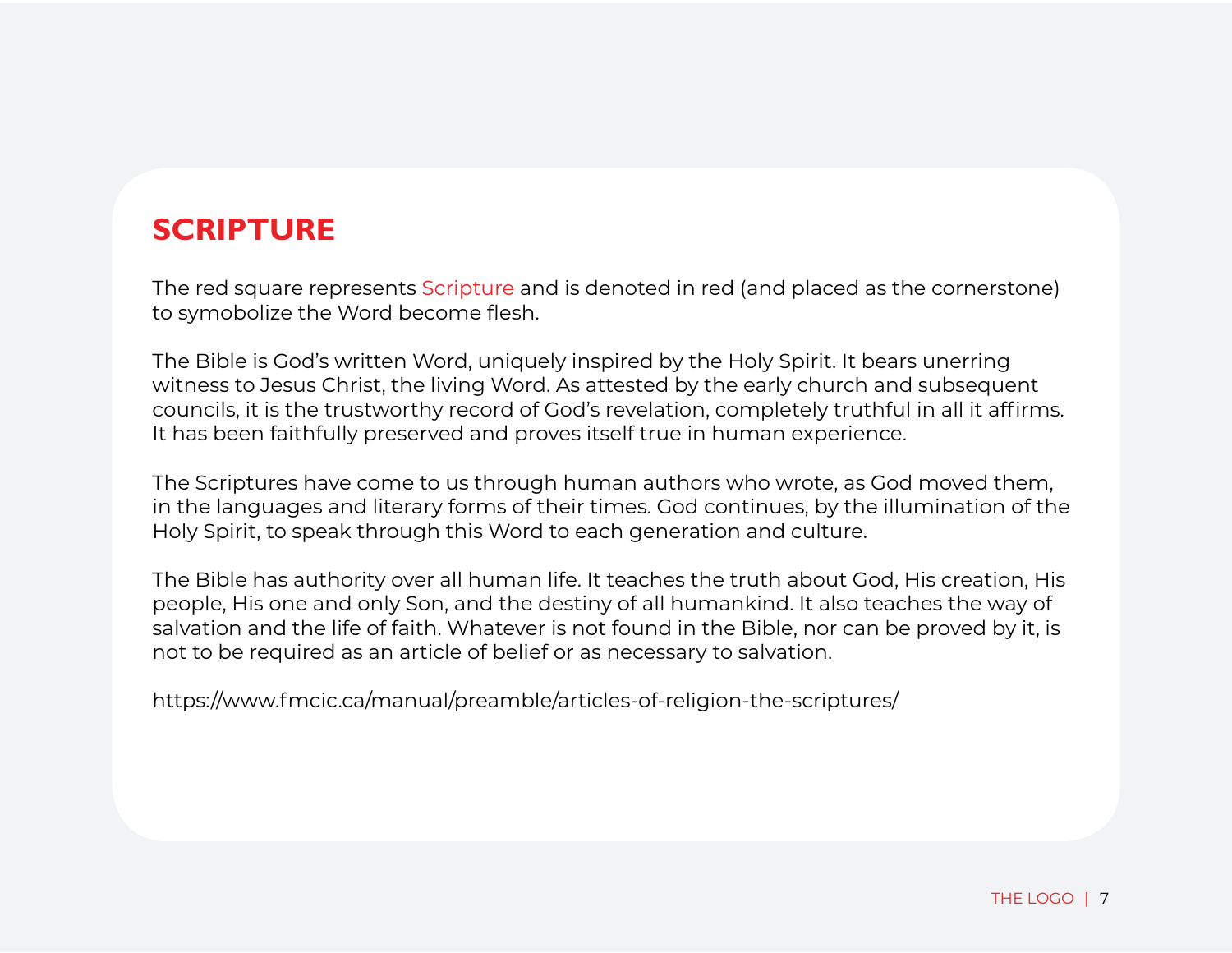# SCRIPTURE

The red square represents Scripture and is denoted in red (and placed as the cornerstone) to symobolize the Word become flesh.

The Bible is God's written Word, uniquely inspired by the Holy Spirit. It bears unerring witness to Jesus Christ, the living Word. As attested by the early church and subsequent councils, it is the trustworthy record of God's revelation, completely truthful in all it affirms. It has been faithfully preserved and proves itself true in human experience.

The Scriptures have come to us through human authors who wrote, as God moved them, in the languages and literary forms of their times. God continues, by the illumination of the Holy Spirit, to speak through this Word to each generation and culture.

The Bible has authority over all human life. It teaches the truth about God, His creation, His people, His one and only Son, and the destiny of all humankind. It also teaches the way of salvation and the life of faith. Whatever is not found in the Bible, nor can be proved by it, is not to be required as an article of belief or as necessary to salvation.

https://www.fmcic.ca/manual/preamble/articles-of-religion-the-scriptures/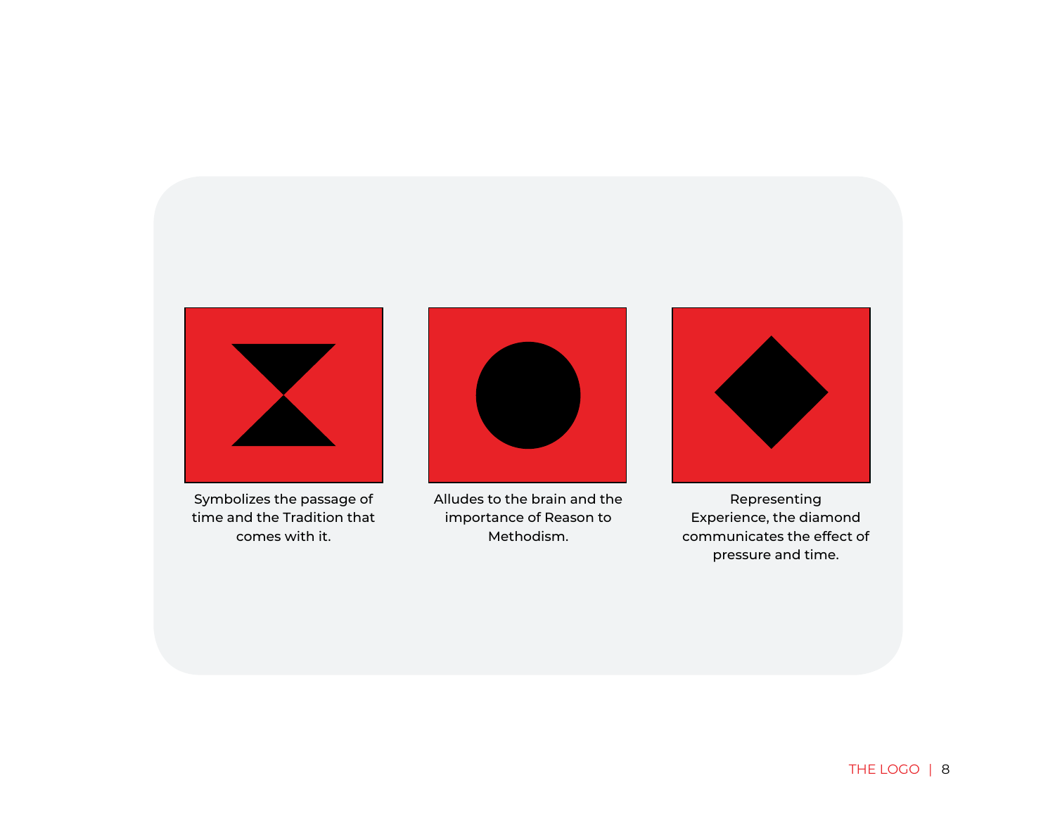Symbolizes the passage of time and the Tradition that comes with it.

Alludes to the brain and the importance of Reason to Methodism.

Representing Experience, the diamond communicates the effect of pressure and time.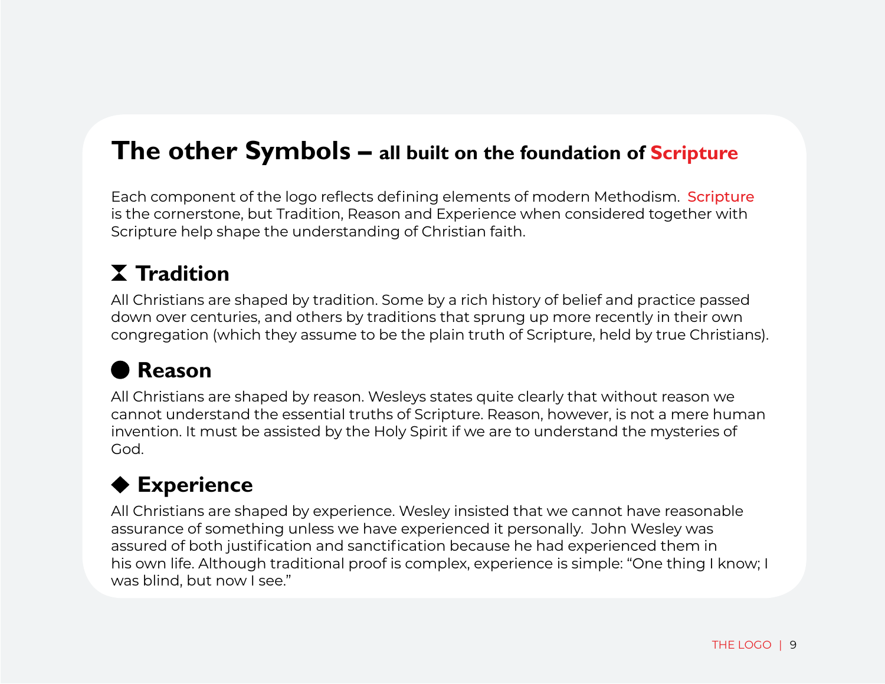# The other Symbols – all built on the foundation of Scripture

Each component of the logo reflects defining elements of modern Methodism. Scripture is the cornerstone, but Tradition, Reason and Experience when considered together with Scripture help shape the understanding of Christian faith.

## ⧗ Tradition

All Christians are shaped by tradition. Some by a rich history of belief and practice passed down over centuries, and others by traditions that sprung up more recently in their own congregation (which they assume to be the plain truth of Scripture, held by true Christians).

## ● Reason

All Christians are shaped by reason. Wesleys states quite clearly that without reason we cannot understand the essential truths of Scripture. Reason, however, is not a mere human invention. It must be assisted by the Holy Spirit if we are to understand the mysteries of God.

## ◆ Experience

All Christians are shaped by experience. Wesley insisted that we cannot have reasonable assurance of something unless we have experienced it personally. John Wesley was assured of both justification and sanctification because he had experienced them in his own life. Although traditional proof is complex, experience is simple: "One thing I know; I was blind, but now I see."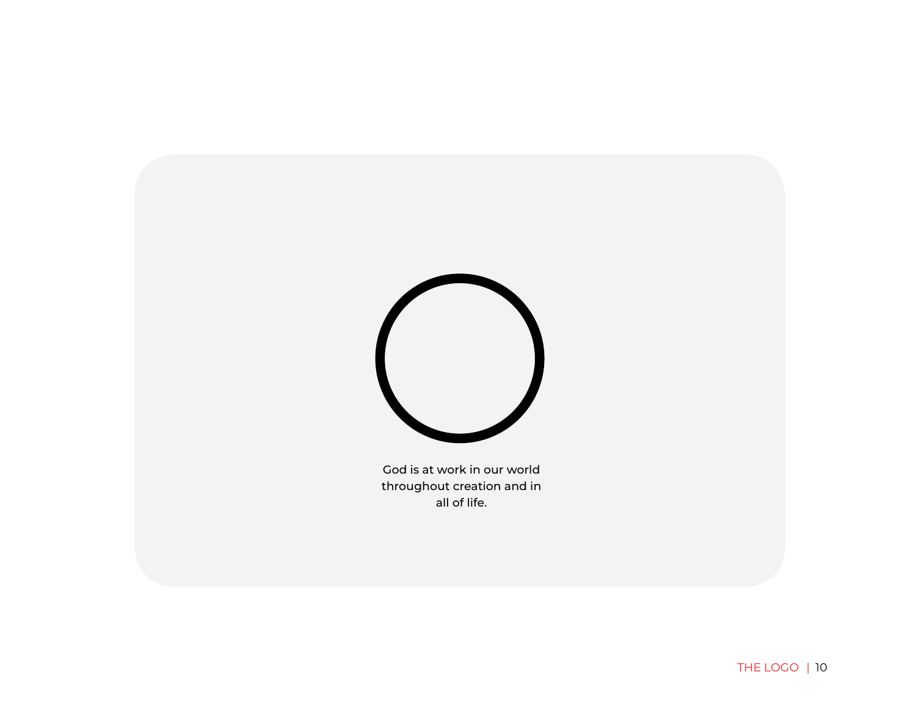God is at work in our world throughout creation and in all of life.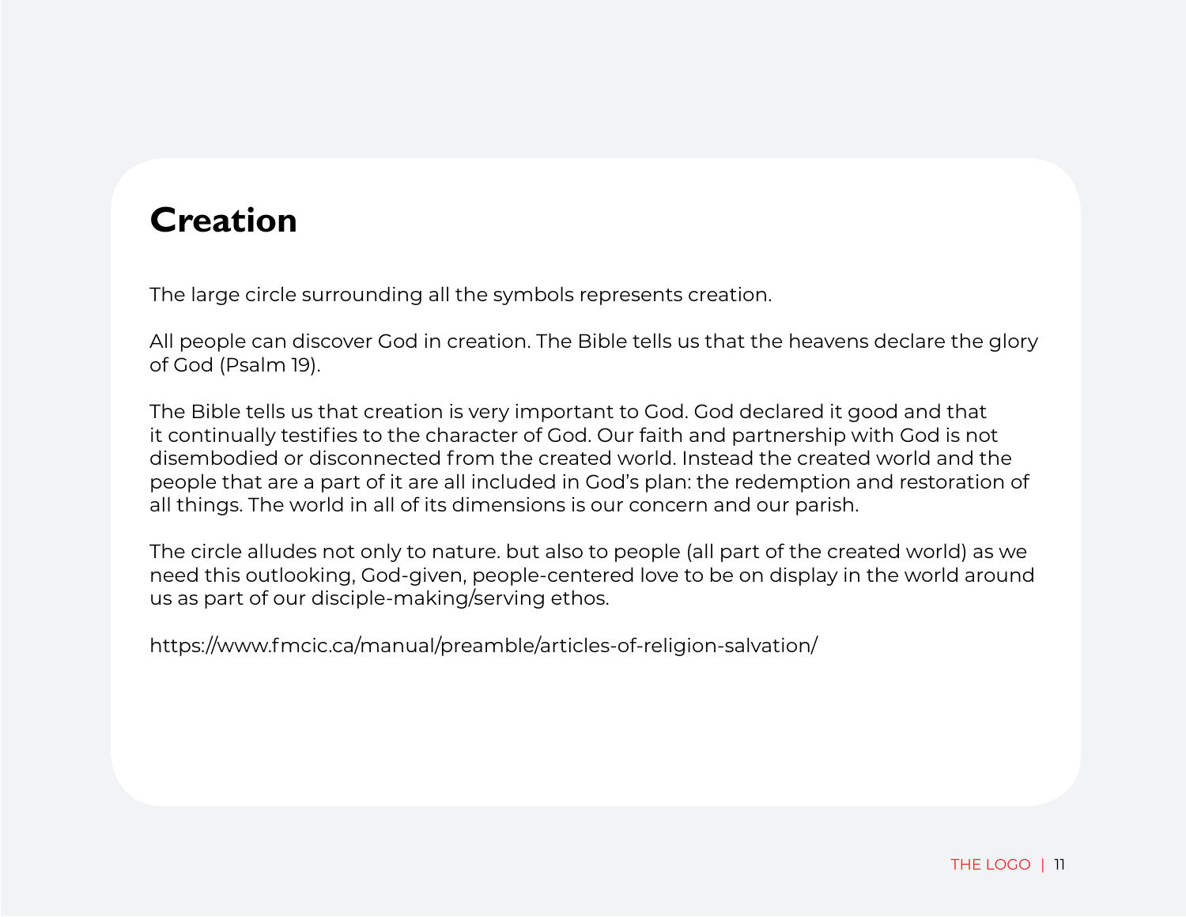# Creation

The large circle surrounding all the symbols represents creation.

All people can discover God in creation. The Bible tells us that the heavens declare the glory of God (Psalm 19).

The Bible tells us that creation is very important to God. God declared it good and that it continually testifies to the character of God. Our faith and partnership with God is not disembodied or disconnected from the created world. Instead the created world and the people that are a part of it are all included in God's plan: the redemption and restoration of all things. The world in all of its dimensions is our concern and our parish.

The circle alludes not only to nature. but also to people (all part of the created world) as we need this outlooking, God-given, people-centered love to be on display in the world around us as part of our disciple-making/serving ethos.

https://www.fmcic.ca/manual/preamble/articles-of-religion-salvation/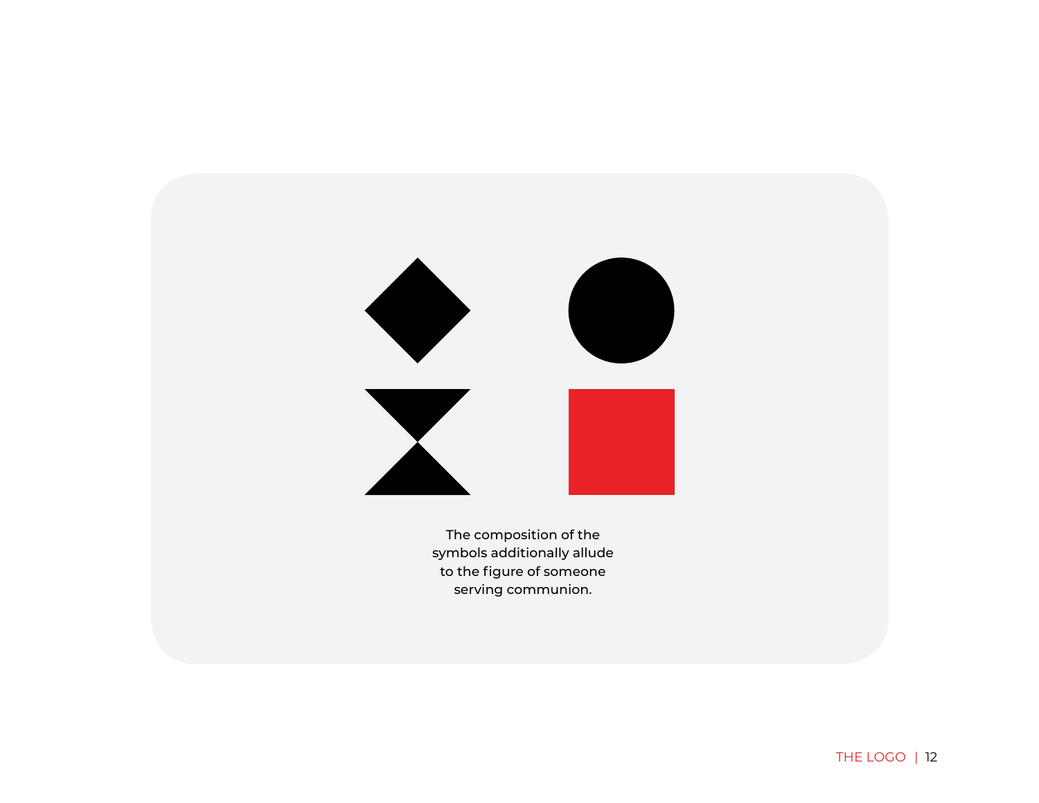The composition of the symbols additionally allude to the figure of someone serving communion.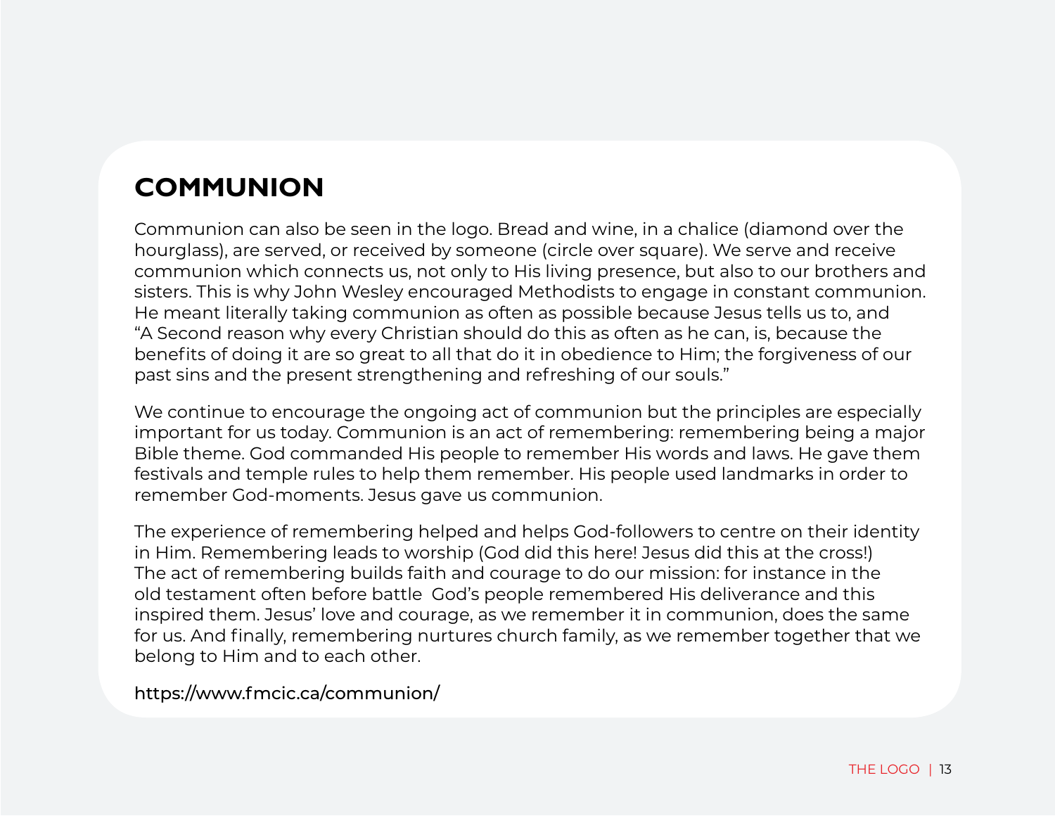## COMMUNION

Communion can also be seen in the logo. Bread and wine, in a chalice (diamond over the hourglass), are served, or received by someone (circle over square). We serve and receive communion which connects us, not only to His living presence, but also to our brothers and sisters. This is why John Wesley encouraged Methodists to engage in constant communion. He meant literally taking communion as often as possible because Jesus tells us to, and "A Second reason why every Christian should do this as often as he can, is, because the benefits of doing it are so great to all that do it in obedience to Him; the forgiveness of our past sins and the present strengthening and refreshing of our souls."

We continue to encourage the ongoing act of communion but the principles are especially important for us today. Communion is an act of remembering: remembering being a major Bible theme. God commanded His people to remember His words and laws. He gave them festivals and temple rules to help them remember. His people used landmarks in order to remember God-moments. Jesus gave us communion.

The experience of remembering helped and helps God-followers to centre on their identity in Him. Remembering leads to worship (God did this here! Jesus did this at the cross!) The act of remembering builds faith and courage to do our mission: for instance in the old testament often before battle God's people remembered His deliverance and this inspired them. Jesus' love and courage, as we remember it in communion, does the same for us. And finally, remembering nurtures church family, as we remember together that we belong to Him and to each other.

https://www.fmcic.ca/communion/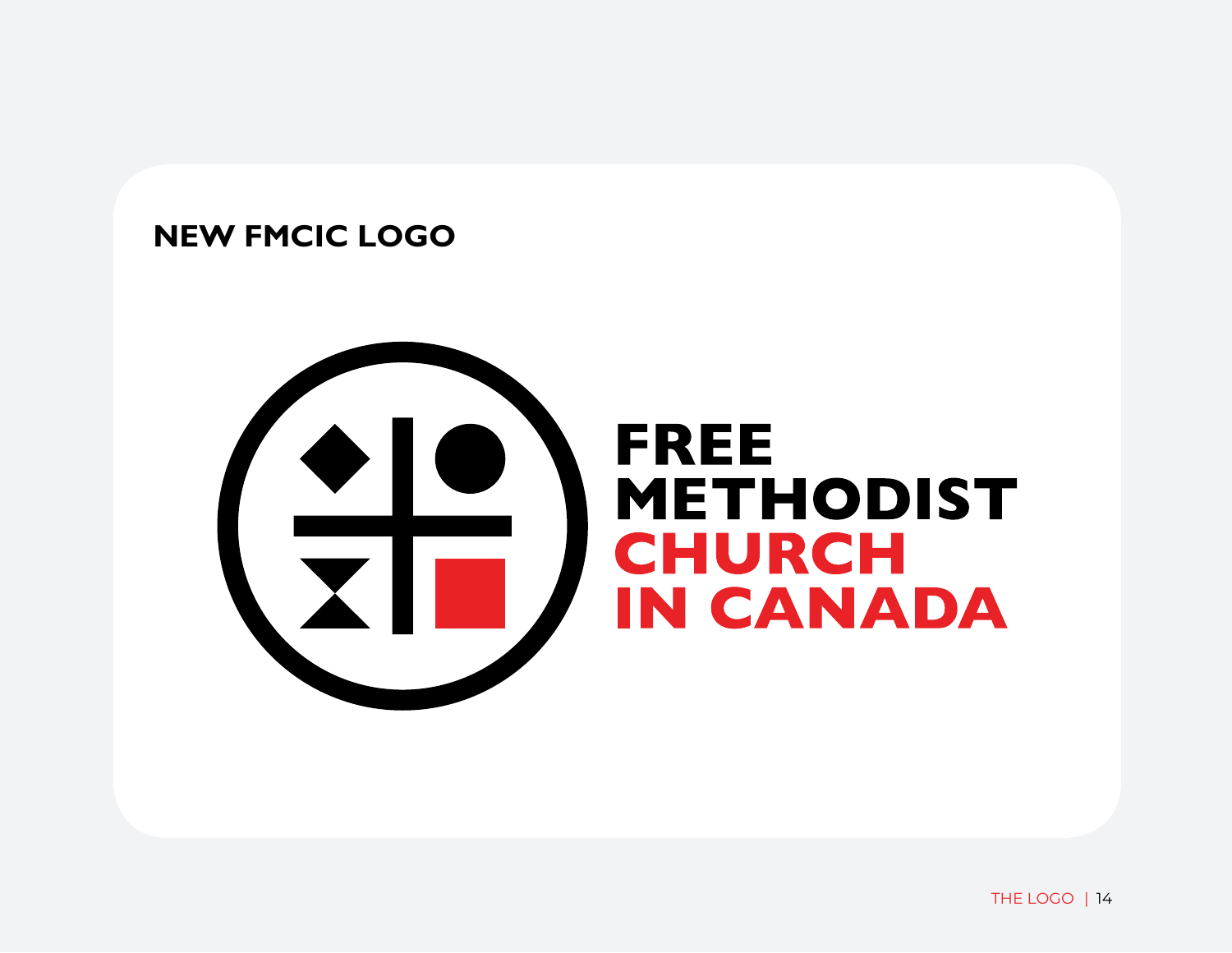## NEW FMCIC LOGO

**FREE METHODIST CHURCH IN CANADA**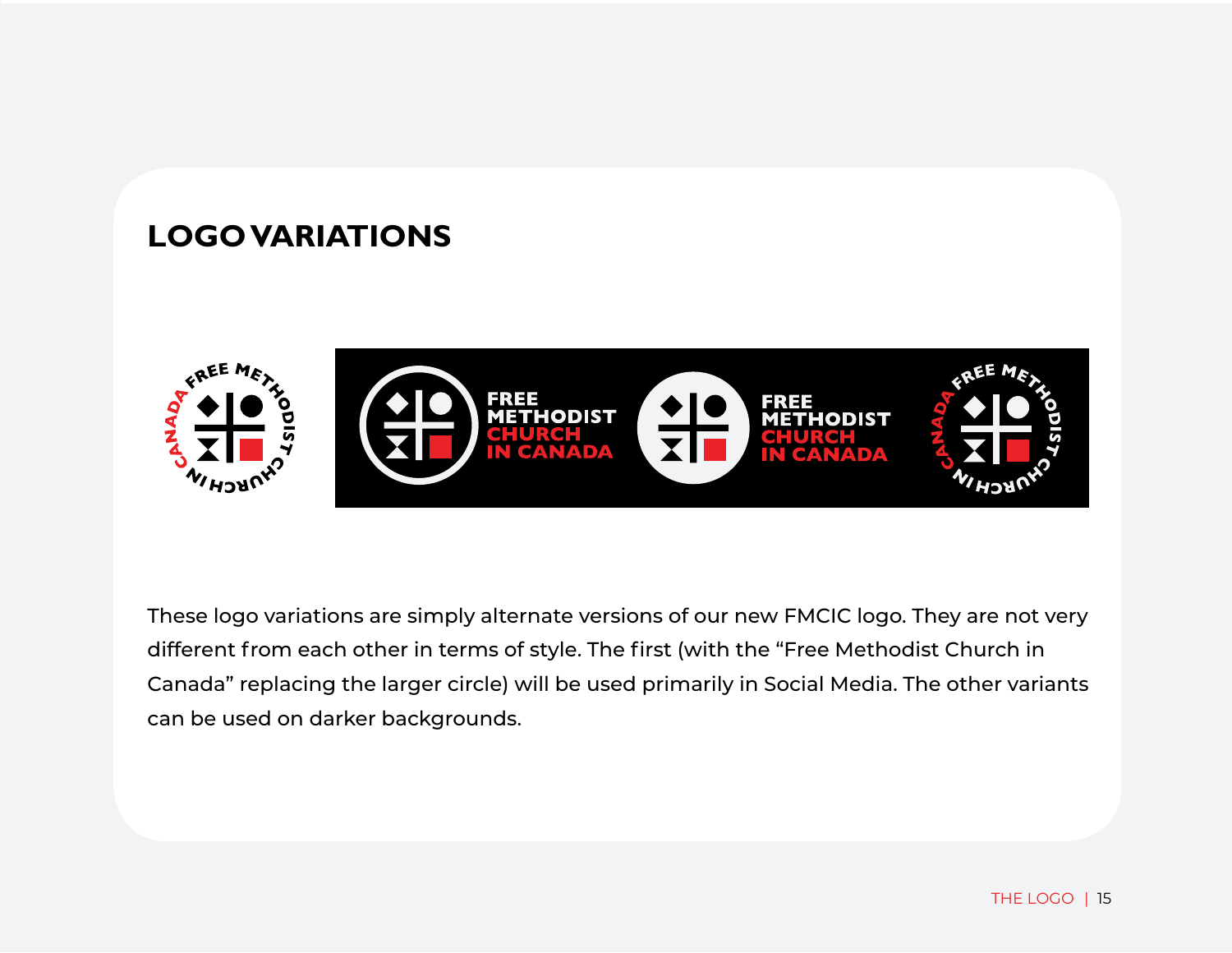## LOGO VARIATIONS

These logo variations are simply alternate versions of our new FMCIC logo. They are not very different from each other in terms of style. The first (with the "Free Methodist Church in Canada" replacing the larger circle) will be used primarily in Social Media. The other variants can be used on darker backgrounds.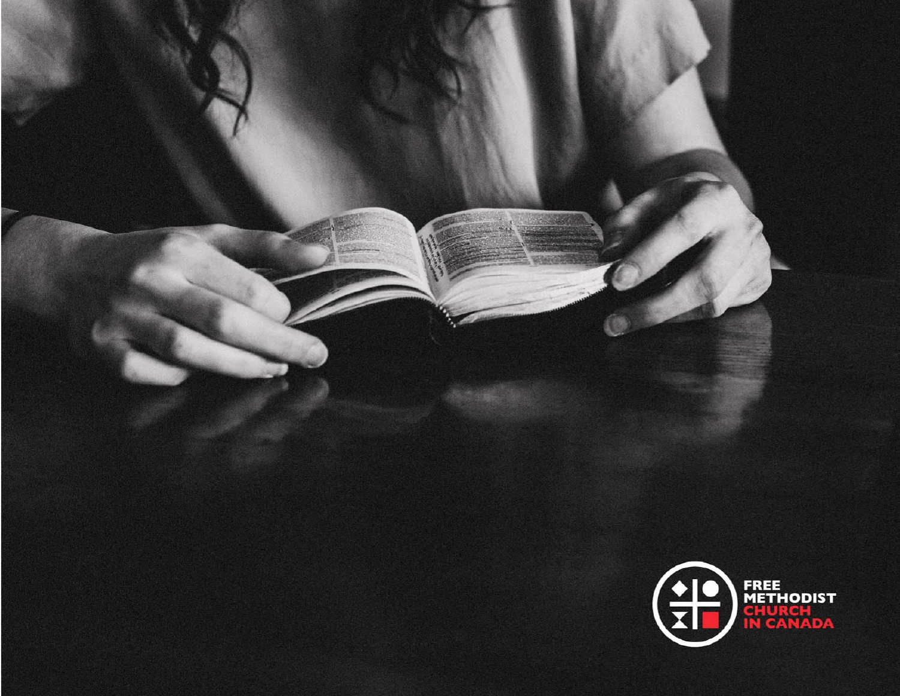FREE
METHODIST
CHURCH
IN CANADA